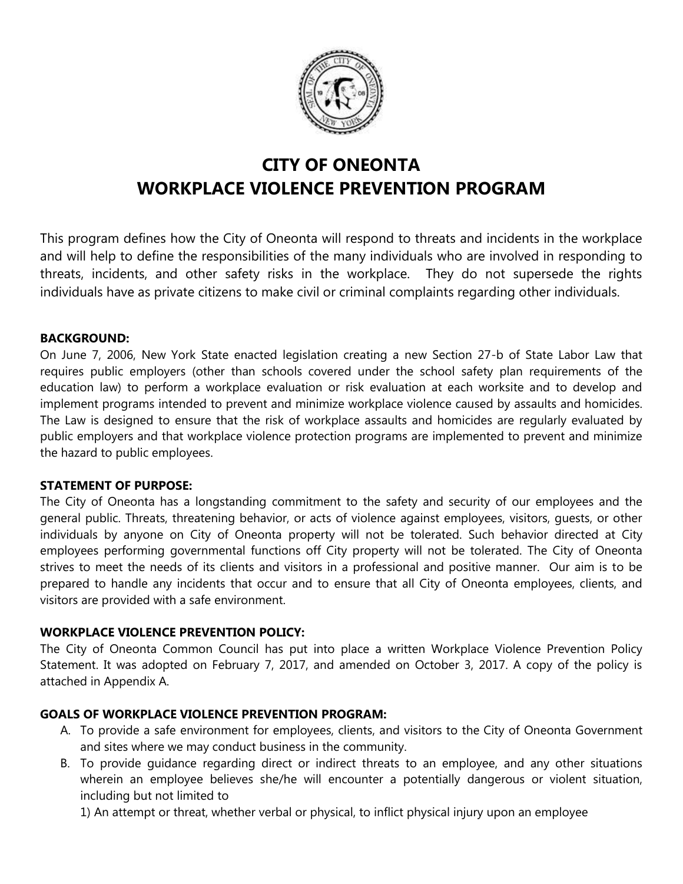# CITY OF ONEONTA
# WORKPLACE VIOLENCE PREVENTION PROGRAM

This program defines how the City of Oneonta will respond to threats and incidents in the workplace and will help to define the responsibilities of the many individuals who are involved in responding to threats, incidents, and other safety risks in the workplace. They do not supersede the rights individuals have as private citizens to make civil or criminal complaints regarding other individuals.

**BACKGROUND:**

On June 7, 2006, New York State enacted legislation creating a new Section 27-b of State Labor Law that requires public employers (other than schools covered under the school safety plan requirements of the education law) to perform a workplace evaluation or risk evaluation at each worksite and to develop and implement programs intended to prevent and minimize workplace violence caused by assaults and homicides. The Law is designed to ensure that the risk of workplace assaults and homicides are regularly evaluated by public employers and that workplace violence protection programs are implemented to prevent and minimize the hazard to public employees.

**STATEMENT OF PURPOSE:**

The City of Oneonta has a longstanding commitment to the safety and security of our employees and the general public. Threats, threatening behavior, or acts of violence against employees, visitors, guests, or other individuals by anyone on City of Oneonta property will not be tolerated. Such behavior directed at City employees performing governmental functions off City property will not be tolerated. The City of Oneonta strives to meet the needs of its clients and visitors in a professional and positive manner. Our aim is to be prepared to handle any incidents that occur and to ensure that all City of Oneonta employees, clients, and visitors are provided with a safe environment.

**WORKPLACE VIOLENCE PREVENTION POLICY:**

The City of Oneonta Common Council has put into place a written Workplace Violence Prevention Policy Statement. It was adopted on February 7, 2017, and amended on October 3, 2017. A copy of the policy is attached in Appendix A.

**GOALS OF WORKPLACE VIOLENCE PREVENTION PROGRAM:**

A. To provide a safe environment for employees, clients, and visitors to the City of Oneonta Government and sites where we may conduct business in the community.
B. To provide guidance regarding direct or indirect threats to an employee, and any other situations wherein an employee believes she/he will encounter a potentially dangerous or violent situation, including but not limited to

   1) An attempt or threat, whether verbal or physical, to inflict physical injury upon an employee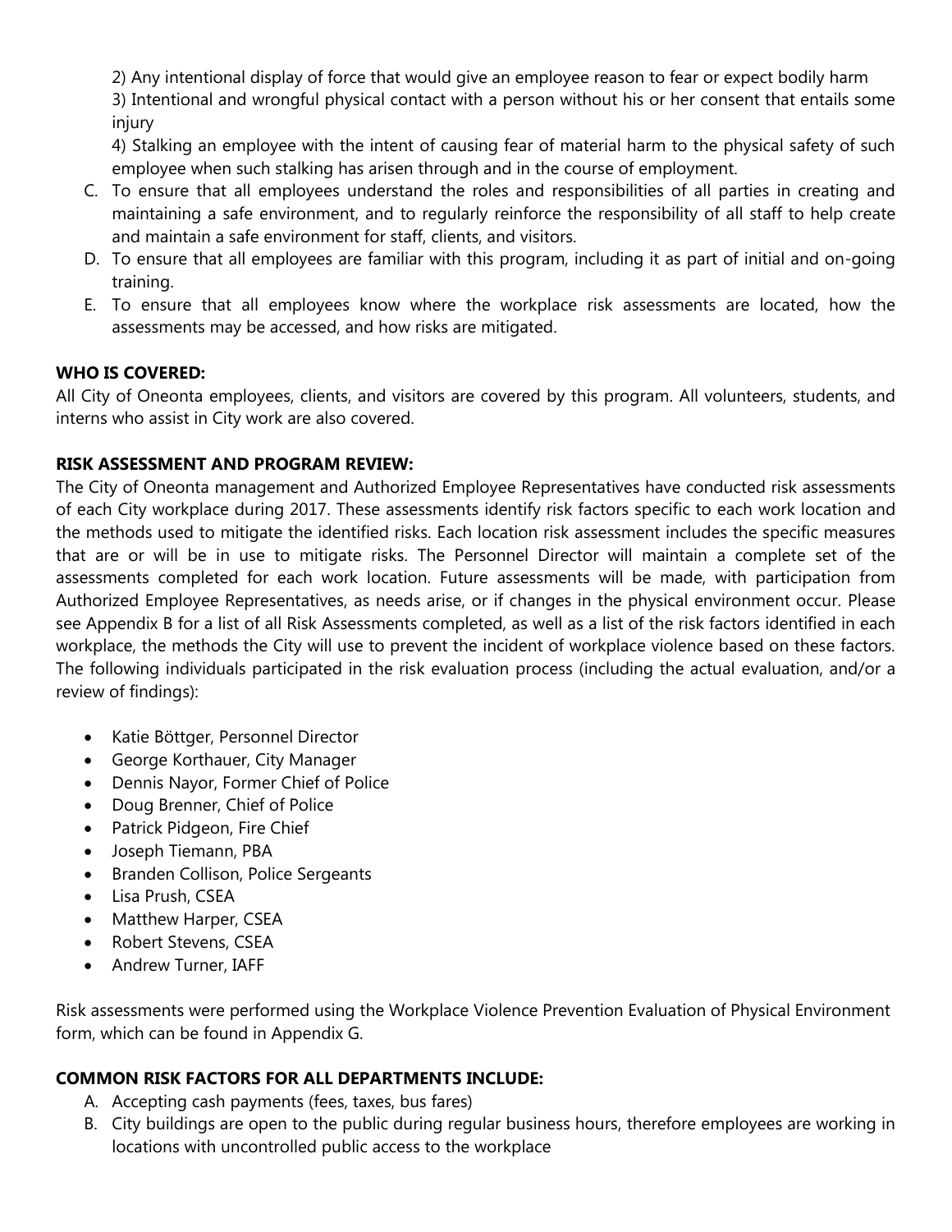2) Any intentional display of force that would give an employee reason to fear or expect bodily harm

3) Intentional and wrongful physical contact with a person without his or her consent that entails some injury

4) Stalking an employee with the intent of causing fear of material harm to the physical safety of such employee when such stalking has arisen through and in the course of employment.

C. To ensure that all employees understand the roles and responsibilities of all parties in creating and maintaining a safe environment, and to regularly reinforce the responsibility of all staff to help create and maintain a safe environment for staff, clients, and visitors.

D. To ensure that all employees are familiar with this program, including it as part of initial and on-going training.

E. To ensure that all employees know where the workplace risk assessments are located, how the assessments may be accessed, and how risks are mitigated.

**WHO IS COVERED:**

All City of Oneonta employees, clients, and visitors are covered by this program. All volunteers, students, and interns who assist in City work are also covered.

**RISK ASSESSMENT AND PROGRAM REVIEW:**

The City of Oneonta management and Authorized Employee Representatives have conducted risk assessments of each City workplace during 2017. These assessments identify risk factors specific to each work location and the methods used to mitigate the identified risks. Each location risk assessment includes the specific measures that are or will be in use to mitigate risks. The Personnel Director will maintain a complete set of the assessments completed for each work location. Future assessments will be made, with participation from Authorized Employee Representatives, as needs arise, or if changes in the physical environment occur. Please see Appendix B for a list of all Risk Assessments completed, as well as a list of the risk factors identified in each workplace, the methods the City will use to prevent the incident of workplace violence based on these factors. The following individuals participated in the risk evaluation process (including the actual evaluation, and/or a review of findings):

- Katie Böttger, Personnel Director
- George Korthauer, City Manager
- Dennis Nayor, Former Chief of Police
- Doug Brenner, Chief of Police
- Patrick Pidgeon, Fire Chief
- Joseph Tiemann, PBA
- Branden Collison, Police Sergeants
- Lisa Prush, CSEA
- Matthew Harper, CSEA
- Robert Stevens, CSEA
- Andrew Turner, IAFF

Risk assessments were performed using the Workplace Violence Prevention Evaluation of Physical Environment form, which can be found in Appendix G.

**COMMON RISK FACTORS FOR ALL DEPARTMENTS INCLUDE:**

A. Accepting cash payments (fees, taxes, bus fares)

B. City buildings are open to the public during regular business hours, therefore employees are working in locations with uncontrolled public access to the workplace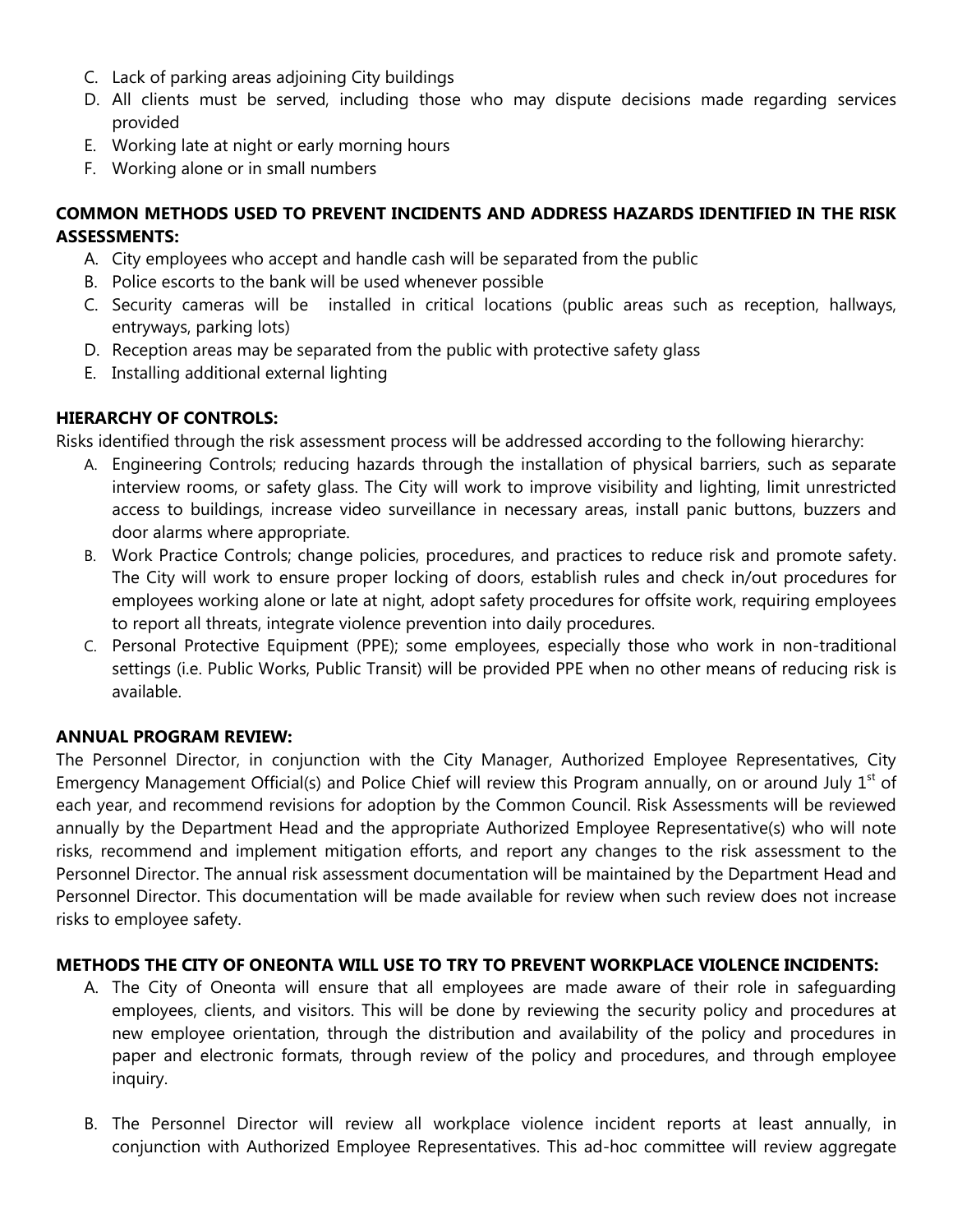C. Lack of parking areas adjoining City buildings
D. All clients must be served, including those who may dispute decisions made regarding services provided
E. Working late at night or early morning hours
F. Working alone or in small numbers

**COMMON METHODS USED TO PREVENT INCIDENTS AND ADDRESS HAZARDS IDENTIFIED IN THE RISK ASSESSMENTS:**

A. City employees who accept and handle cash will be separated from the public
B. Police escorts to the bank will be used whenever possible
C. Security cameras will be installed in critical locations (public areas such as reception, hallways, entryways, parking lots)
D. Reception areas may be separated from the public with protective safety glass
E. Installing additional external lighting

**HIERARCHY OF CONTROLS:**

Risks identified through the risk assessment process will be addressed according to the following hierarchy:

A. Engineering Controls; reducing hazards through the installation of physical barriers, such as separate interview rooms, or safety glass. The City will work to improve visibility and lighting, limit unrestricted access to buildings, increase video surveillance in necessary areas, install panic buttons, buzzers and door alarms where appropriate.
B. Work Practice Controls; change policies, procedures, and practices to reduce risk and promote safety. The City will work to ensure proper locking of doors, establish rules and check in/out procedures for employees working alone or late at night, adopt safety procedures for offsite work, requiring employees to report all threats, integrate violence prevention into daily procedures.
C. Personal Protective Equipment (PPE); some employees, especially those who work in non-traditional settings (i.e. Public Works, Public Transit) will be provided PPE when no other means of reducing risk is available.

**ANNUAL PROGRAM REVIEW:**

The Personnel Director, in conjunction with the City Manager, Authorized Employee Representatives, City Emergency Management Official(s) and Police Chief will review this Program annually, on or around July 1st of each year, and recommend revisions for adoption by the Common Council. Risk Assessments will be reviewed annually by the Department Head and the appropriate Authorized Employee Representative(s) who will note risks, recommend and implement mitigation efforts, and report any changes to the risk assessment to the Personnel Director. The annual risk assessment documentation will be maintained by the Department Head and Personnel Director. This documentation will be made available for review when such review does not increase risks to employee safety.

**METHODS THE CITY OF ONEONTA WILL USE TO TRY TO PREVENT WORKPLACE VIOLENCE INCIDENTS:**

A. The City of Oneonta will ensure that all employees are made aware of their role in safeguarding employees, clients, and visitors. This will be done by reviewing the security policy and procedures at new employee orientation, through the distribution and availability of the policy and procedures in paper and electronic formats, through review of the policy and procedures, and through employee inquiry.

B. The Personnel Director will review all workplace violence incident reports at least annually, in conjunction with Authorized Employee Representatives. This ad-hoc committee will review aggregate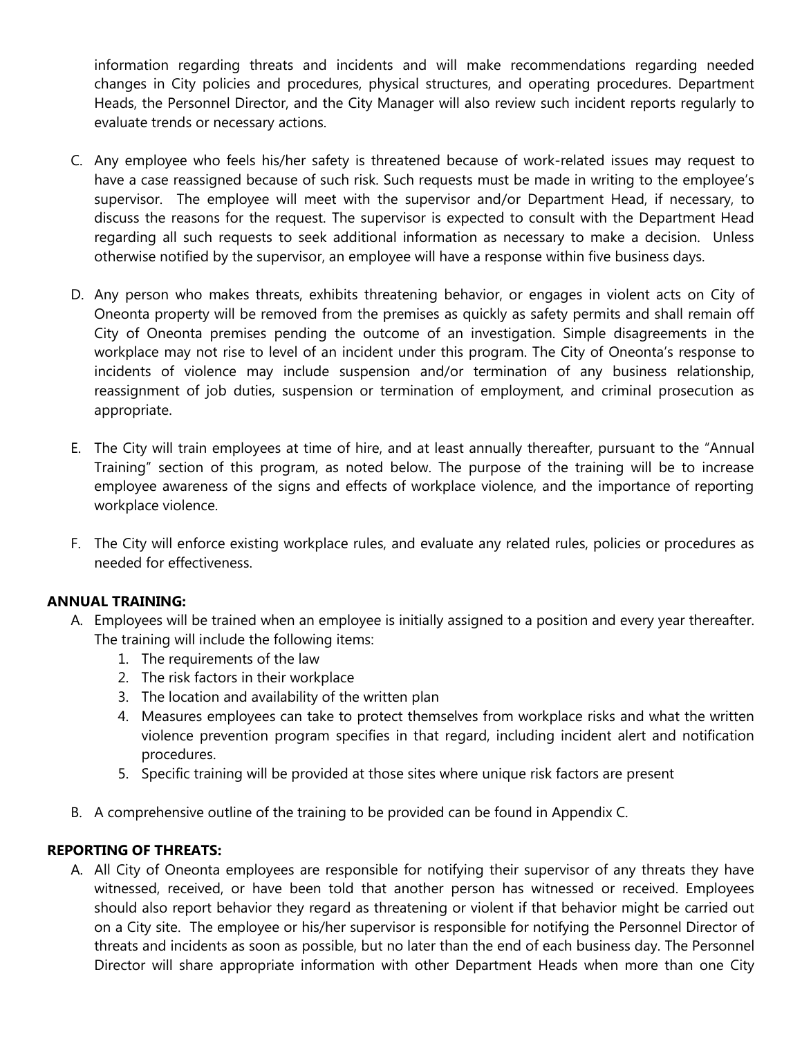information regarding threats and incidents and will make recommendations regarding needed changes in City policies and procedures, physical structures, and operating procedures. Department Heads, the Personnel Director, and the City Manager will also review such incident reports regularly to evaluate trends or necessary actions.

C. Any employee who feels his/her safety is threatened because of work-related issues may request to have a case reassigned because of such risk. Such requests must be made in writing to the employee's supervisor. The employee will meet with the supervisor and/or Department Head, if necessary, to discuss the reasons for the request. The supervisor is expected to consult with the Department Head regarding all such requests to seek additional information as necessary to make a decision. Unless otherwise notified by the supervisor, an employee will have a response within five business days.

D. Any person who makes threats, exhibits threatening behavior, or engages in violent acts on City of Oneonta property will be removed from the premises as quickly as safety permits and shall remain off City of Oneonta premises pending the outcome of an investigation. Simple disagreements in the workplace may not rise to level of an incident under this program. The City of Oneonta's response to incidents of violence may include suspension and/or termination of any business relationship, reassignment of job duties, suspension or termination of employment, and criminal prosecution as appropriate.

E. The City will train employees at time of hire, and at least annually thereafter, pursuant to the "Annual Training" section of this program, as noted below. The purpose of the training will be to increase employee awareness of the signs and effects of workplace violence, and the importance of reporting workplace violence.

F. The City will enforce existing workplace rules, and evaluate any related rules, policies or procedures as needed for effectiveness.

**ANNUAL TRAINING:**

A. Employees will be trained when an employee is initially assigned to a position and every year thereafter. The training will include the following items:
   1. The requirements of the law
   2. The risk factors in their workplace
   3. The location and availability of the written plan
   4. Measures employees can take to protect themselves from workplace risks and what the written violence prevention program specifies in that regard, including incident alert and notification procedures.
   5. Specific training will be provided at those sites where unique risk factors are present

B. A comprehensive outline of the training to be provided can be found in Appendix C.

**REPORTING OF THREATS:**

A. All City of Oneonta employees are responsible for notifying their supervisor of any threats they have witnessed, received, or have been told that another person has witnessed or received. Employees should also report behavior they regard as threatening or violent if that behavior might be carried out on a City site. The employee or his/her supervisor is responsible for notifying the Personnel Director of threats and incidents as soon as possible, but no later than the end of each business day. The Personnel Director will share appropriate information with other Department Heads when more than one City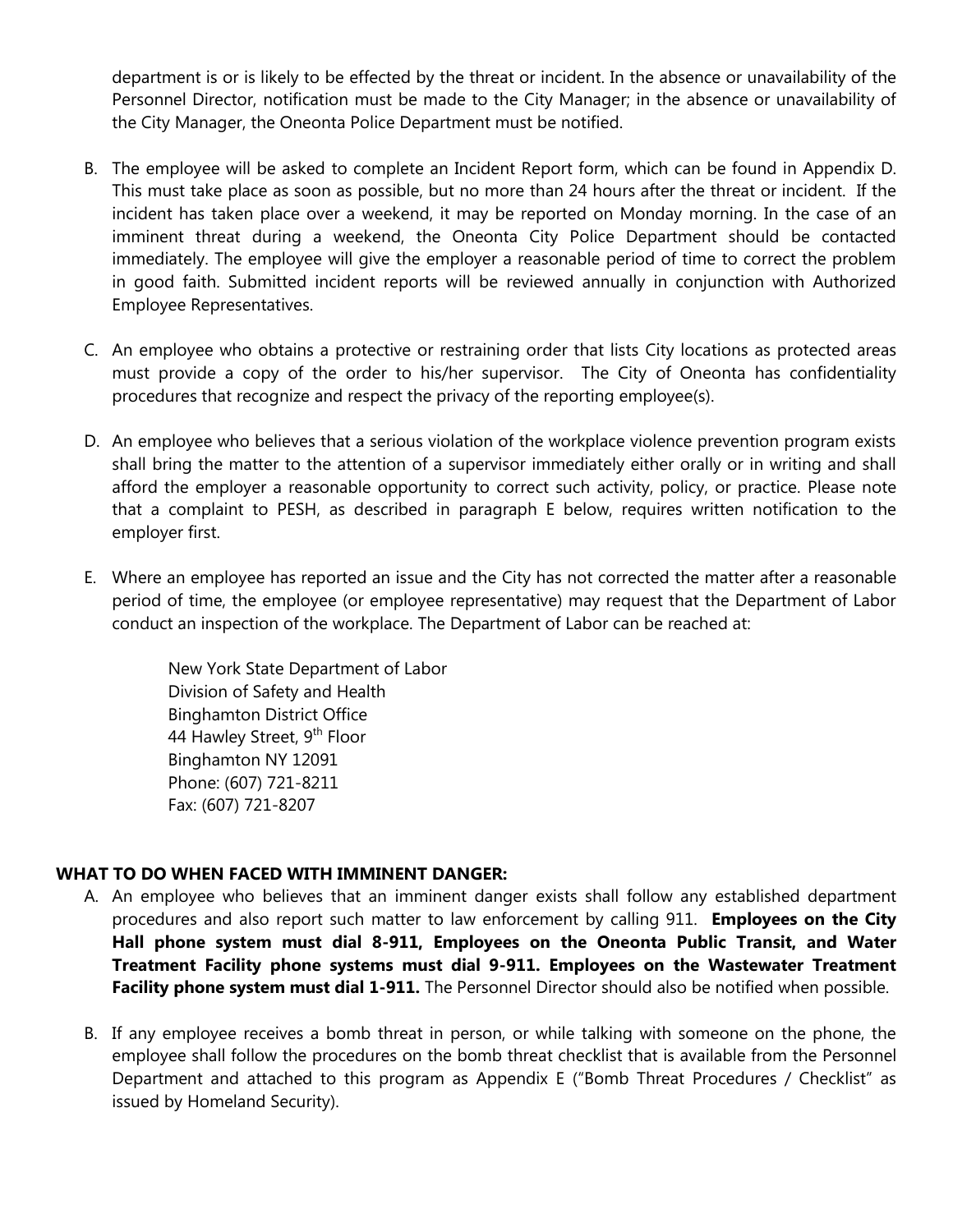department is or is likely to be effected by the threat or incident. In the absence or unavailability of the Personnel Director, notification must be made to the City Manager; in the absence or unavailability of the City Manager, the Oneonta Police Department must be notified.

B. The employee will be asked to complete an Incident Report form, which can be found in Appendix D. This must take place as soon as possible, but no more than 24 hours after the threat or incident. If the incident has taken place over a weekend, it may be reported on Monday morning. In the case of an imminent threat during a weekend, the Oneonta City Police Department should be contacted immediately. The employee will give the employer a reasonable period of time to correct the problem in good faith. Submitted incident reports will be reviewed annually in conjunction with Authorized Employee Representatives.

C. An employee who obtains a protective or restraining order that lists City locations as protected areas must provide a copy of the order to his/her supervisor. The City of Oneonta has confidentiality procedures that recognize and respect the privacy of the reporting employee(s).

D. An employee who believes that a serious violation of the workplace violence prevention program exists shall bring the matter to the attention of a supervisor immediately either orally or in writing and shall afford the employer a reasonable opportunity to correct such activity, policy, or practice. Please note that a complaint to PESH, as described in paragraph E below, requires written notification to the employer first.

E. Where an employee has reported an issue and the City has not corrected the matter after a reasonable period of time, the employee (or employee representative) may request that the Department of Labor conduct an inspection of the workplace. The Department of Labor can be reached at:

   New York State Department of Labor
   Division of Safety and Health
   Binghamton District Office
   44 Hawley Street, 9th Floor
   Binghamton NY 12091
   Phone: (607) 721-8211
   Fax: (607) 721-8207

**WHAT TO DO WHEN FACED WITH IMMINENT DANGER:**

A. An employee who believes that an imminent danger exists shall follow any established department procedures and also report such matter to law enforcement by calling 911. **Employees on the City Hall phone system must dial 8-911, Employees on the Oneonta Public Transit, and Water Treatment Facility phone systems must dial 9-911. Employees on the Wastewater Treatment Facility phone system must dial 1-911.** The Personnel Director should also be notified when possible.

B. If any employee receives a bomb threat in person, or while talking with someone on the phone, the employee shall follow the procedures on the bomb threat checklist that is available from the Personnel Department and attached to this program as Appendix E ("Bomb Threat Procedures / Checklist" as issued by Homeland Security).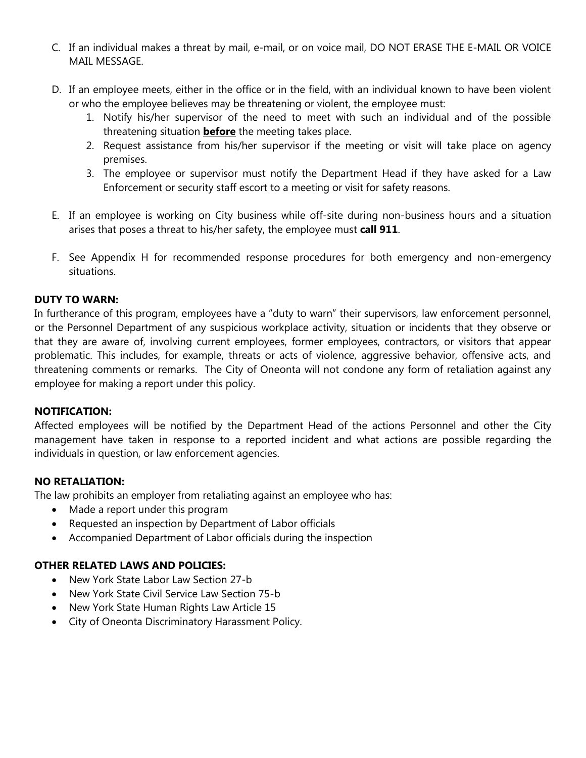C. If an individual makes a threat by mail, e-mail, or on voice mail, DO NOT ERASE THE E-MAIL OR VOICE MAIL MESSAGE.

D. If an employee meets, either in the office or in the field, with an individual known to have been violent or who the employee believes may be threatening or violent, the employee must:
   1. Notify his/her supervisor of the need to meet with such an individual and of the possible threatening situation **before** the meeting takes place.
   2. Request assistance from his/her supervisor if the meeting or visit will take place on agency premises.
   3. The employee or supervisor must notify the Department Head if they have asked for a Law Enforcement or security staff escort to a meeting or visit for safety reasons.

E. If an employee is working on City business while off-site during non-business hours and a situation arises that poses a threat to his/her safety, the employee must **call 911**.

F. See Appendix H for recommended response procedures for both emergency and non-emergency situations.

**DUTY TO WARN:**

In furtherance of this program, employees have a "duty to warn" their supervisors, law enforcement personnel, or the Personnel Department of any suspicious workplace activity, situation or incidents that they observe or that they are aware of, involving current employees, former employees, contractors, or visitors that appear problematic. This includes, for example, threats or acts of violence, aggressive behavior, offensive acts, and threatening comments or remarks. The City of Oneonta will not condone any form of retaliation against any employee for making a report under this policy.

**NOTIFICATION:**

Affected employees will be notified by the Department Head of the actions Personnel and other the City management have taken in response to a reported incident and what actions are possible regarding the individuals in question, or law enforcement agencies.

**NO RETALIATION:**

The law prohibits an employer from retaliating against an employee who has:

- Made a report under this program
- Requested an inspection by Department of Labor officials
- Accompanied Department of Labor officials during the inspection

**OTHER RELATED LAWS AND POLICIES:**

- New York State Labor Law Section 27-b
- New York State Civil Service Law Section 75-b
- New York State Human Rights Law Article 15
- City of Oneonta Discriminatory Harassment Policy.